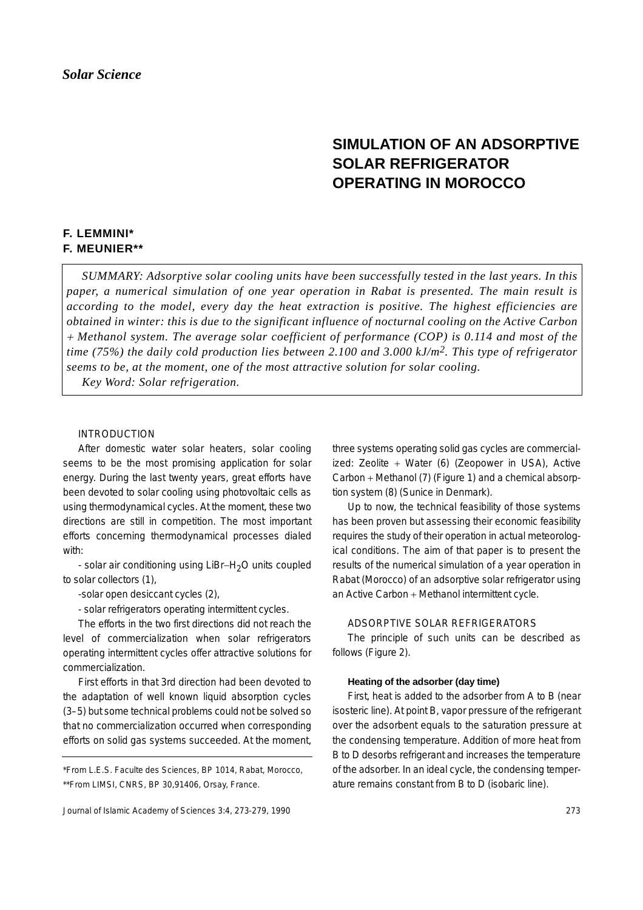*Solar Science*

# SIMULATION OF AN ADSORPTIVE SOLAR REFRIGERATOR OPERATING IN MOROCCO

**F. LEMMINI***
**F. MEUNIER****

*SUMMARY: Adsorptive solar cooling units have been successfully tested in the last years. In this paper, a numerical simulation of one year operation in Rabat is presented. The main result is according to the model, every day the heat extraction is positive. The highest efficiencies are obtained in winter: this is due to the significant influence of nocturnal cooling on the Active Carbon + Methanol system. The average solar coefficient of performance (COP) is 0.114 and most of the time (75%) the daily cold production lies between 2.100 and 3.000 kJ/m$^2$. This type of refrigerator seems to be, at the moment, one of the most attractive solution for solar cooling.*

*Key Word: Solar refrigeration.*

## INTRODUCTION

After domestic water solar heaters, solar cooling seems to be the most promising application for solar energy. During the last twenty years, great efforts have been devoted to solar cooling using photovoltaic cells as using thermodynamical cycles. At the moment, these two directions are still in competition. The most important efforts concerning thermodynamical processes dialed with:

- solar air conditioning using LiBr–$H_2O$ units coupled to solar collectors (1),
- solar open desiccant cycles (2),
- solar refrigerators operating intermittent cycles.

The efforts in the two first directions did not reach the level of commercialization when solar refrigerators operating intermittent cycles offer attractive solutions for commercialization.

First efforts in that 3rd direction had been devoted to the adaptation of well known liquid absorption cycles (3–5) but some technical problems could not be solved so that no commercialization occurred when corresponding efforts on solid gas systems succeeded. At the moment, three systems operating solid gas cycles are commercialized: Zeolite + Water (6) (Zeopower in USA), Active Carbon + Methanol (7) (Figure 1) and a chemical absorption system (8) (Sunice in Denmark).

Up to now, the technical feasibility of those systems has been proven but assessing their economic feasibility requires the study of their operation in actual meteorological conditions. The aim of that paper is to present the results of the numerical simulation of a year operation in Rabat (Morocco) of an adsorptive solar refrigerator using an Active Carbon + Methanol intermittent cycle.

## ADSORPTIVE SOLAR REFRIGERATORS

The principle of such units can be described as follows (Figure 2).

### Heating of the adsorber (day time)

First, heat is added to the adsorber from A to B (near isosteric line). At point B, vapor pressure of the refrigerant over the adsorbent equals to the saturation pressure at the condensing temperature. Addition of more heat from B to D desorbs refrigerant and increases the temperature of the adsorber. In an ideal cycle, the condensing temperature remains constant from B to D (isobaric line).

---

*From L.E.S. Faculte des Sciences, BP 1014, Rabat, Morocco,
**From LIMSI, CNRS, BP 30,91406, Orsay, France.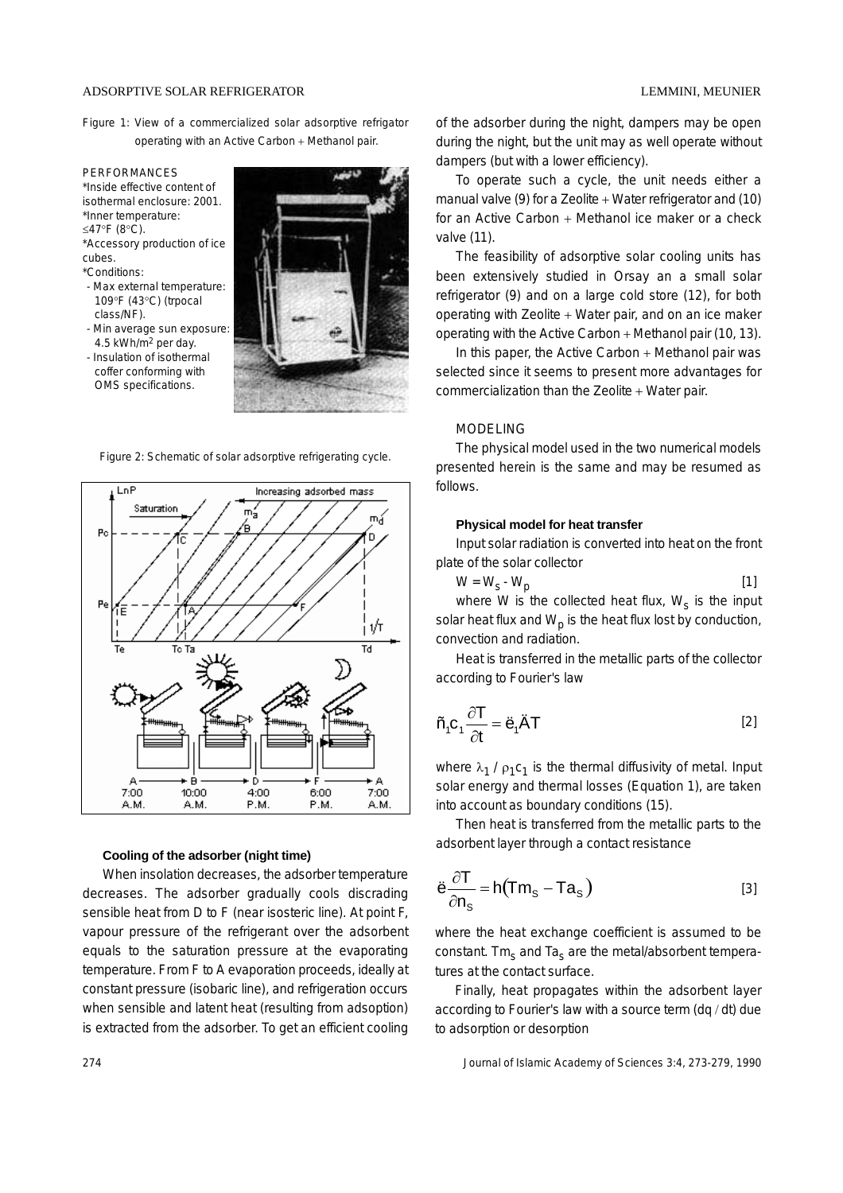Figure 1: View of a commercialized solar adsorptive refrigator operating with an Active Carbon + Methanol pair.

PERFORMANCES
*Inside effective content of isothermal enclosure: 2001.
*Inner temperature: ≤47°F (8°C).
*Accessory production of ice cubes.
*Conditions:
- Max external temperature: 109°F (43°C) (trpocal class/NF).
- Min average sun exposure: 4.5 kWh/m$^2$ per day.
- Insulation of isothermal coffer conforming with OMS specifications.

Figure 2: Schematic of solar adsorptive refrigerating cycle.

#### Cooling of the adsorber (night time)

When insolation decreases, the adsorber temperature decreases. The adsorber gradually cools discrading sensible heat from D to F (near isosteric line). At point F, vapour pressure of the refrigerant over the adsorbent equals to the saturation pressure at the evaporating temperature. From F to A evaporation proceeds, ideally at constant pressure (isobaric line), and refrigeration occurs when sensible and latent heat (resulting from adsoption) is extracted from the adsorber. To get an efficient cooling of the adsorber during the night, dampers may be open during the night, but the unit may as well operate without dampers (but with a lower efficiency).

To operate such a cycle, the unit needs either a manual valve (9) for a Zeolite + Water refrigerator and (10) for an Active Carbon + Methanol ice maker or a check valve (11).

The feasibility of adsorptive solar cooling units has been extensively studied in Orsay an a small solar refrigerator (9) and on a large cold store (12), for both operating with Zeolite + Water pair, and on an ice maker operating with the Active Carbon + Methanol pair (10, 13).

In this paper, the Active Carbon + Methanol pair was selected since it seems to present more advantages for commercialization than the Zeolite + Water pair.

## MODELING

The physical model used in the two numerical models presented herein is the same and may be resumed as follows.

#### Physical model for heat transfer

Input solar radiation is converted into heat on the front plate of the solar collector

$$W = W_s - W_p \qquad [1]$$

where W is the collected heat flux, $W_s$ is the input solar heat flux and $W_p$ is the heat flux lost by conduction, convection and radiation.

Heat is transferred in the metallic parts of the collector according to Fourier's law

$$\rho_1 c_1 \frac{\partial T}{\partial t} = \lambda_1 \Delta T \qquad [2]$$

where $\lambda_1 / \rho_1 c_1$ is the thermal diffusivity of metal. Input solar energy and thermal losses (Equation 1), are taken into account as boundary conditions (15).

Then heat is transferred from the metallic parts to the adsorbent layer through a contact resistance

$$\lambda \frac{\partial T}{\partial n_s} = h(Tm_s - Ta_s) \qquad [3]$$

where the heat exchange coefficient is assumed to be constant. $Tm_s$ and $Ta_s$ are the metal/absorbent temperatures at the contact surface.

Finally, heat propagates within the adsorbent layer according to Fourier's law with a source term (dq / dt) due to adsorption or desorption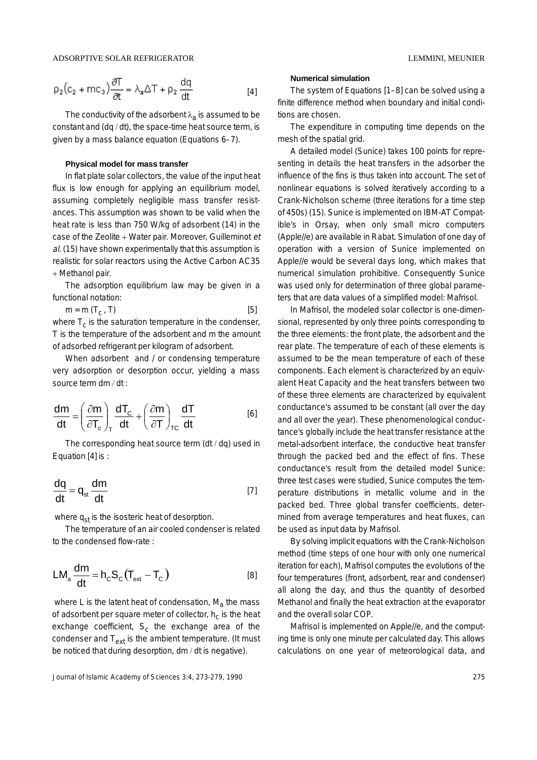$$\rho_2\left(c_2 + mc_3\right)\frac{\partial T}{\partial t} = \lambda_a \Delta T + \rho_2 \frac{dq}{dt} \qquad [4]$$

The conductivity of the adsorbent $\lambda_a$ is assumed to be constant and (dq / dt), the space-time heat source term, is given by a mass balance equation (Equations 6–7).

#### Physical model for mass transfer

In flat plate solar collectors, the value of the input heat flux is low enough for applying an equilibrium model, assuming completely negligible mass transfer resistances. This assumption was shown to be valid when the heat rate is less than 750 W/kg of adsorbent (14) in the case of the Zeolite + Water pair. Moreover, Guilleminot *et al.* (15) have shown experimentally that this assumption is realistic for solar reactors using the Active Carbon AC35 + Methanol pair.

The adsorption equilibrium law may be given in a functional notation:

$$m = m\,(T_c\,, T) \qquad [5]$$

where $T_c$ is the saturation temperature in the condenser, T is the temperature of the adsorbent and m the amount of adsorbed refrigerant per kilogram of adsorbent.

When adsorbent and / or condensing temperature very adsorption or desorption occur, yielding a mass source term dm / dt :

$$\frac{dm}{dt} = \left(\frac{\partial m}{\partial T_c}\right)_T \frac{dT_c}{dt} + \left(\frac{\partial m}{\partial T}\right)_{TC} \frac{dT}{dt} \qquad [6]$$

The corresponding heat source term (dt / dq) used in Equation [4] is :

$$\frac{dq}{dt} = q_{st}\frac{dm}{dt} \qquad [7]$$

where $q_{st}$ is the isosteric heat of desorption.

The temperature of an air cooled condenser is related to the condensed flow-rate :

$$LM_a \frac{dm}{dt} = h_C S_C \left(T_{ext} - T_C\right) \qquad [8]$$

where L is the latent heat of condensation, $M_a$ the mass of adsorbent per square meter of collector, $h_c$ is the heat exchange coefficient, $S_c$ the exchange area of the condenser and $T_{ext}$ is the ambient temperature. (It must be noticed that during desorption, dm / dt is negative).

#### Numerical simulation

The system of Equations [1–8] can be solved using a finite difference method when boundary and initial conditions are chosen.

The expenditure in computing time depends on the mesh of the spatial grid.

A detailed model (Sunice) takes 100 points for representing in details the heat transfers in the adsorber the influence of the fins is thus taken into account. The set of nonlinear equations is solved iteratively according to a Crank-Nicholson scheme (three iterations for a time step of 450s) (15). Sunice is implemented on IBM-AT Compatible's in Orsay, when only small micro computers (Apple//e) are available in Rabat. Simulation of one day of operation with a version of Sunice implemented on Apple//e would be several days long, which makes that numerical simulation prohibitive. Consequently Sunice was used only for determination of three global parameters that are data values of a simplified model: Mafrisol.

In Mafrisol, the modeled solar collector is one-dimensional, represented by only three points corresponding to the three elements: the front plate, the adsorbent and the rear plate. The temperature of each of these elements is assumed to be the mean temperature of each of these components. Each element is characterized by an equivalent Heat Capacity and the heat transfers between two of these three elements are characterized by equivalent conductance's assumed to be constant (all over the day and all over the year). These phenomenological conductance's globally include the heat transfer resistance at the metal-adsorbent interface, the conductive heat transfer through the packed bed and the effect of fins. These conductance's result from the detailed model Sunice: three test cases were studied, Sunice computes the temperature distributions in metallic volume and in the packed bed. Three global transfer coefficients, determined from average temperatures and heat fluxes, can be used as input data by Mafrisol.

By solving implicit equations with the Crank-Nicholson method (time steps of one hour with only one numerical iteration for each), Mafrisol computes the evolutions of the four temperatures (front, adsorbent, rear and condenser) all along the day, and thus the quantity of desorbed Methanol and finally the heat extraction at the evaporator and the overall solar COP.

Mafrisol is implemented on Apple//e, and the computing time is only one minute per calculated day. This allows calculations on one year of meteorological data, and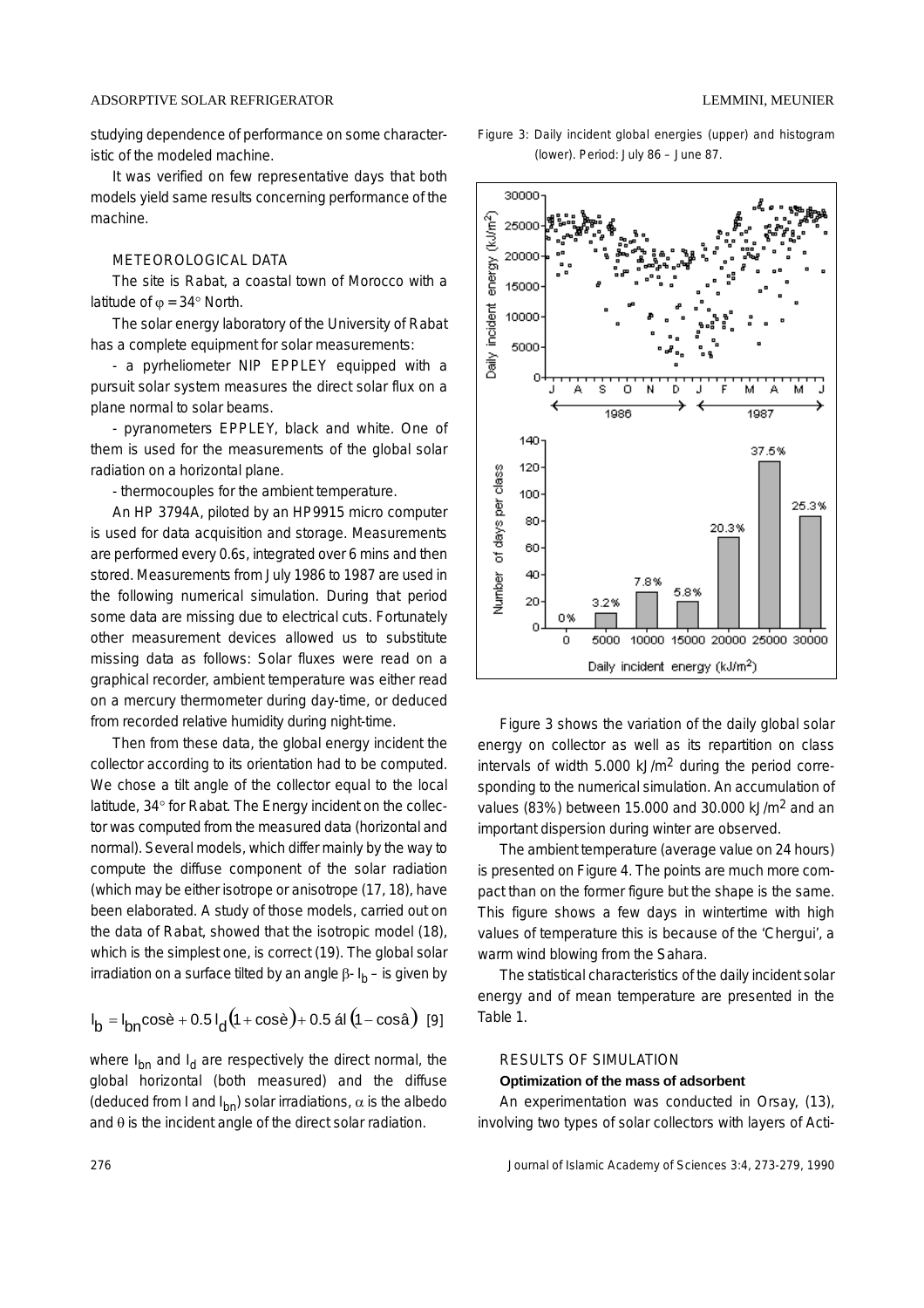studying dependence of performance on some characteristic of the modeled machine.

It was verified on few representative days that both models yield same results concerning performance of the machine.

### METEOROLOGICAL DATA

The site is Rabat, a coastal town of Morocco with a latitude of $\varphi = 34°$ North.

The solar energy laboratory of the University of Rabat has a complete equipment for solar measurements:

- a pyrheliometer NIP EPPLEY equipped with a pursuit solar system measures the direct solar flux on a plane normal to solar beams.

- pyranometers EPPLEY, black and white. One of them is used for the measurements of the global solar radiation on a horizontal plane.

- thermocouples for the ambient temperature.

An HP 3794A, piloted by an HP9915 micro computer is used for data acquisition and storage. Measurements are performed every 0.6s, integrated over 6 mins and then stored. Measurements from July 1986 to 1987 are used in the following numerical simulation. During that period some data are missing due to electrical cuts. Fortunately other measurement devices allowed us to substitute missing data as follows: Solar fluxes were read on a graphical recorder, ambient temperature was either read on a mercury thermometer during day-time, or deduced from recorded relative humidity during night-time.

Then from these data, the global energy incident the collector according to its orientation had to be computed. We chose a tilt angle of the collector equal to the local latitude, 34° for Rabat. The Energy incident on the collector was computed from the measured data (horizontal and normal). Several models, which differ mainly by the way to compute the diffuse component of the solar radiation (which may be either isotrope or anisotrope (17, 18), have been elaborated. A study of those models, carried out on the data of Rabat, showed that the isotropic model (18), which is the simplest one, is correct (19). The global solar irradiation on a surface tilted by an angle $\beta$- $I_b$ – is given by

$$I_b = I_{bn}\cos\theta + 0.5\, I_d\left(1 + \cos\theta\right) + 0.5\, \alpha I\left(1 - \cos\beta\right) \quad [9]$$

where $I_{bn}$ and $I_d$ are respectively the direct normal, the global horizontal (both measured) and the diffuse (deduced from I and $I_{bn}$) solar irradiations, $\alpha$ is the albedo and $\theta$ is the incident angle of the direct solar radiation.

Figure 3: Daily incident global energies (upper) and histogram (lower). Period: July 86 – June 87.

Figure 3 shows the variation of the daily global solar energy on collector as well as its repartition on class intervals of width 5.000 kJ/m$^2$ during the period corresponding to the numerical simulation. An accumulation of values (83%) between 15.000 and 30.000 kJ/m$^2$ and an important dispersion during winter are observed.

The ambient temperature (average value on 24 hours) is presented on Figure 4. The points are much more compact than on the former figure but the shape is the same. This figure shows a few days in wintertime with high values of temperature this is because of the 'Chergui', a warm wind blowing from the Sahara.

The statistical characteristics of the daily incident solar energy and of mean temperature are presented in the Table 1.

### RESULTS OF SIMULATION

**Optimization of the mass of adsorbent**

An experimentation was conducted in Orsay, (13), involving two types of solar collectors with layers of Acti-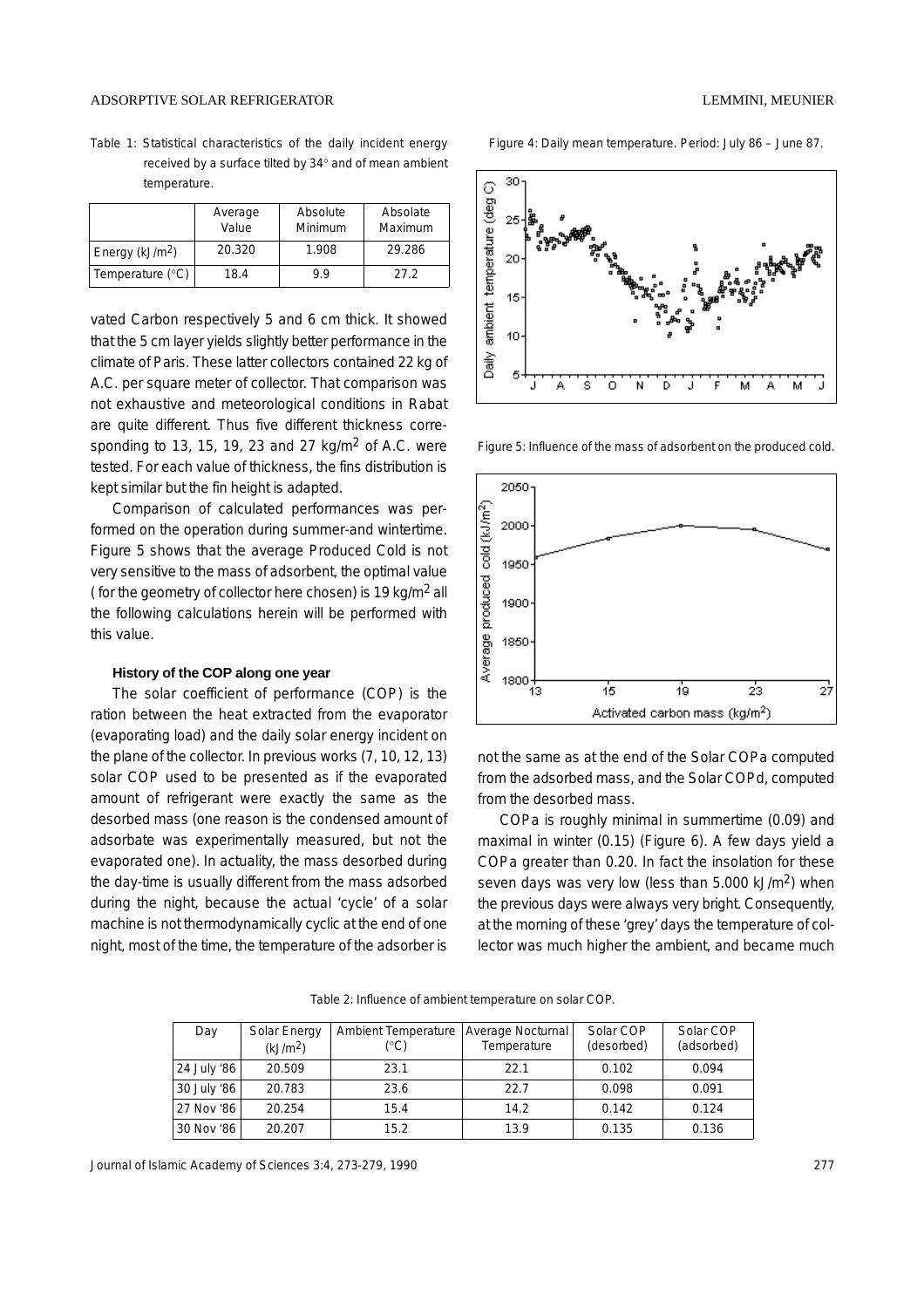Table 1: Statistical characteristics of the daily incident energy received by a surface tilted by 34° and of mean ambient temperature.

| | Average Value | Absolute Minimum | Absolute Maximum |
|---|---|---|---|
| Energy (kJ/m$^2$) | 20.320 | 1.908 | 29.286 |
| Temperature (°C) | 18.4 | 9.9 | 27.2 |

vated Carbon respectively 5 and 6 cm thick. It showed that the 5 cm layer yields slightly better performance in the climate of Paris. These latter collectors contained 22 kg of A.C. per square meter of collector. That comparison was not exhaustive and meteorological conditions in Rabat are quite different. Thus five different thickness corresponding to 13, 15, 19, 23 and 27 kg/m$^2$ of A.C. were tested. For each value of thickness, the fins distribution is kept similar but the fin height is adapted.

Comparison of calculated performances was performed on the operation during summer-and wintertime. Figure 5 shows that the average Produced Cold is not very sensitive to the mass of adsorbent, the optimal value ( for the geometry of collector here chosen) is 19 kg/m$^2$ all the following calculations herein will be performed with this value.

#### History of the COP along one year

The solar coefficient of performance (COP) is the ration between the heat extracted from the evaporator (evaporating load) and the daily solar energy incident on the plane of the collector. In previous works (7, 10, 12, 13) solar COP used to be presented as if the evaporated amount of refrigerant were exactly the same as the desorbed mass (one reason is the condensed amount of adsorbate was experimentally measured, but not the evaporated one). In actuality, the mass desorbed during the day-time is usually different from the mass adsorbed during the night, because the actual 'cycle' of a solar machine is not thermodynamically cyclic at the end of one night, most of the time, the temperature of the adsorber is

Figure 4: Daily mean temperature. Period: July 86 – June 87.

Figure 5: Influence of the mass of adsorbent on the produced cold.

not the same as at the end of the Solar COPa computed from the adsorbed mass, and the Solar COPd, computed from the desorbed mass.

COPa is roughly minimal in summertime (0.09) and maximal in winter (0.15) (Figure 6). A few days yield a COPa greater than 0.20. In fact the insolation for these seven days was very low (less than 5.000 kJ/m$^2$) when the previous days were always very bright. Consequently, at the morning of these 'grey' days the temperature of collector was much higher the ambient, and became much

Table 2: Influence of ambient temperature on solar COP.

| Day | Solar Energy (kJ/m$^2$) | Ambient Temperature (°C) | Average Nocturnal Temperature | Solar COP (desorbed) | Solar COP (adsorbed) |
|---|---|---|---|---|---|
| 24 July '86 | 20.509 | 23.1 | 22.1 | 0.102 | 0.094 |
| 30 July '86 | 20.783 | 23.6 | 22.7 | 0.098 | 0.091 |
| 27 Nov '86 | 20.254 | 15.4 | 14.2 | 0.142 | 0.124 |
| 30 Nov '86 | 20.207 | 15.2 | 13.9 | 0.135 | 0.136 |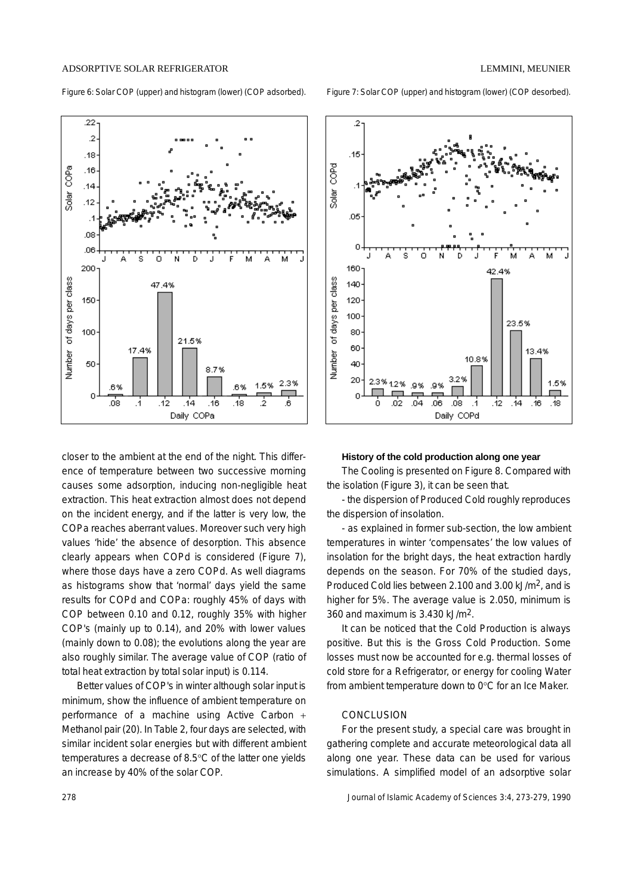Figure 6: Solar COP (upper) and histogram (lower) (COP adsorbed).

Figure 7: Solar COP (upper) and histogram (lower) (COP desorbed).

closer to the ambient at the end of the night. This difference of temperature between two successive morning causes some adsorption, inducing non-negligible heat extraction. This heat extraction almost does not depend on the incident energy, and if the latter is very low, the COPa reaches aberrant values. Moreover such very high values 'hide' the absence of desorption. This absence clearly appears when COPd is considered (Figure 7), where those days have a zero COPd. As well diagrams as histograms show that 'normal' days yield the same results for COPd and COPa: roughly 45% of days with COP between 0.10 and 0.12, roughly 35% with higher COP's (mainly up to 0.14), and 20% with lower values (mainly down to 0.08); the evolutions along the year are also roughly similar. The average value of COP (ratio of total heat extraction by total solar input) is 0.114.

Better values of COP's in winter although solar input is minimum, show the influence of ambient temperature on performance of a machine using Active Carbon + Methanol pair (20). In Table 2, four days are selected, with similar incident solar energies but with different ambient temperatures a decrease of 8.5°C of the latter one yields an increase by 40% of the solar COP.

**History of the cold production along one year**

The Cooling is presented on Figure 8. Compared with the isolation (Figure 3), it can be seen that.

- the dispersion of Produced Cold roughly reproduces the dispersion of insolation.

- as explained in former sub-section, the low ambient temperatures in winter 'compensates' the low values of insolation for the bright days, the heat extraction hardly depends on the season. For 70% of the studied days, Produced Cold lies between 2.100 and 3.00 kJ/m$^2$, and is higher for 5%. The average value is 2.050, minimum is 360 and maximum is 3.430 kJ/m$^2$.

It can be noticed that the Cold Production is always positive. But this is the Gross Cold Production. Some losses must now be accounted for e.g. thermal losses of cold store for a Refrigerator, or energy for cooling Water from ambient temperature down to 0°C for an Ice Maker.

## CONCLUSION

For the present study, a special care was brought in gathering complete and accurate meteorological data all along one year. These data can be used for various simulations. A simplified model of an adsorptive solar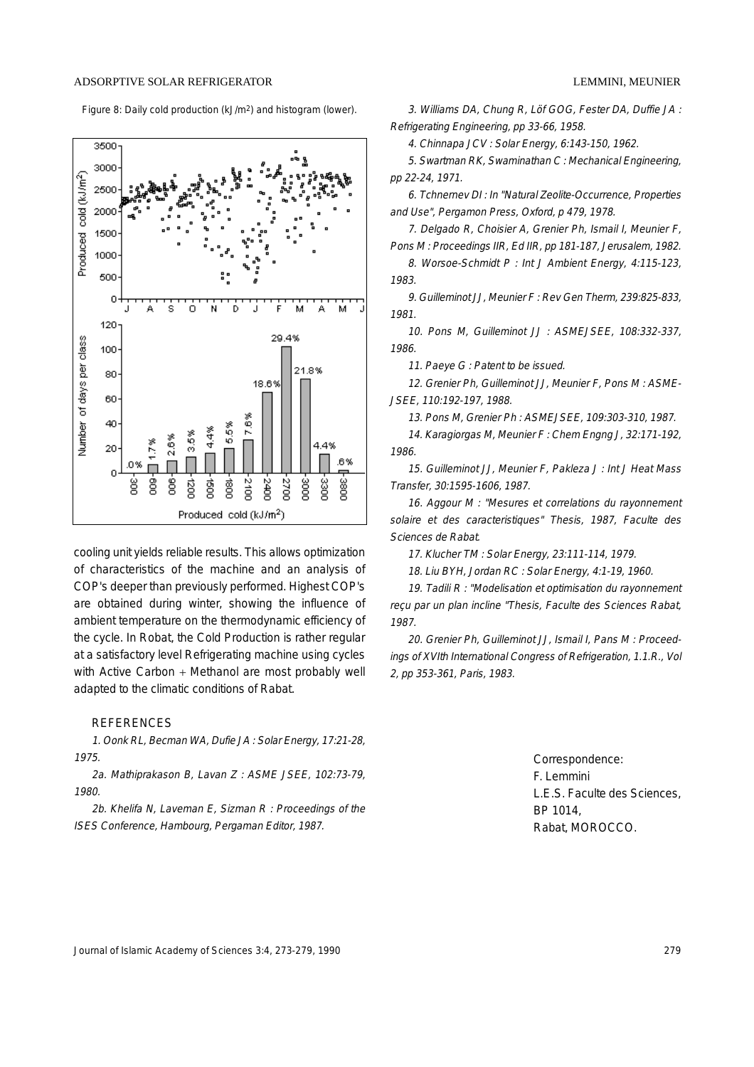Figure 8: Daily cold production (kJ/m²) and histogram (lower).

3500
3000
2500
2000
1500
1000
500
0
Produced cold (kJ/m²)
J A S O N D J F M A M J

120
100
80
60
40
20
0
Number of days per class
.0% 1.7% 2.6% 3.5% 4.4% 5.5% 7.6% 18.6% 29.4% 21.8% 4.4% .6%
300 600 900 1200 1500 1800 2100 2400 2700 3000 3300 3800
Produced cold (kJ/m²)

cooling unit yields reliable results. This allows optimization of characteristics of the machine and an analysis of COP's deeper than previously performed. Highest COP's are obtained during winter, showing the influence of ambient temperature on the thermodynamic efficiency of the cycle. In Robat, the Cold Production is rather regular at a satisfactory level Refrigerating machine using cycles with Active Carbon + Methanol are most probably well adapted to the climatic conditions of Rabat.

## REFERENCES

*1. Oonk RL, Becman WA, Dufie JA : Solar Energy, 17:21-28, 1975.*

*2a. Mathiprakason B, Lavan Z : ASME JSEE, 102:73-79, 1980.*

*2b. Khelifa N, Laveman E, Sizman R : Proceedings of the ISES Conference, Hambourg, Pergaman Editor, 1987.*

*3. Williams DA, Chung R, Löf GOG, Fester DA, Duffie JA : Refrigerating Engineering, pp 33-66, 1958.*

*4. Chinnapa JCV : Solar Energy, 6:143-150, 1962.*

*5. Swartman RK, Swaminathan C : Mechanical Engineering, pp 22-24, 1971.*

*6. Tchnernev DI : In "Natural Zeolite-Occurrence, Properties and Use", Pergamon Press, Oxford, p 479, 1978.*

*7. Delgado R, Choisier A, Grenier Ph, Ismail I, Meunier F, Pons M : Proceedings IIR, Ed IIR, pp 181-187, Jerusalem, 1982.*

*8. Worsoe-Schmidt P : Int J Ambient Energy, 4:115-123, 1983.*

*9. Guilleminot JJ, Meunier F : Rev Gen Therm, 239:825-833, 1981.*

*10. Pons M, Guilleminot JJ : ASMEJSEE, 108:332-337, 1986.*

*11. Paeye G : Patent to be issued.*

*12. Grenier Ph, Guilleminot JJ, Meunier F, Pons M : ASME-JSEE, 110:192-197, 1988.*

*13. Pons M, Grenier Ph : ASMEJSEE, 109:303-310, 1987.*

*14. Karagiorgas M, Meunier F : Chem Engng J, 32:171-192, 1986.*

*15. Guilleminot JJ, Meunier F, Pakleza J : Int J Heat Mass Transfer, 30:1595-1606, 1987.*

*16. Aggour M : "Mesures et correlations du rayonnement solaire et des caracteristiques" Thesis, 1987, Faculte des Sciences de Rabat.*

*17. Klucher TM : Solar Energy, 23:111-114, 1979.*

*18. Liu BYH, Jordan RC : Solar Energy, 4:1-19, 1960.*

*19. Tadili R : "Modelisation et optimisation du rayonnement reçu par un plan incline "Thesis, Faculte des Sciences Rabat, 1987.*

*20. Grenier Ph, Guilleminot JJ, Ismail I, Pans M : Proceedings of XVIth International Congress of Refrigeration, 1.1.R., Vol 2, pp 353-361, Paris, 1983.*

Correspondence:
F. Lemmini
L.E.S. Faculte des Sciences,
BP 1014,
Rabat, MOROCCO.